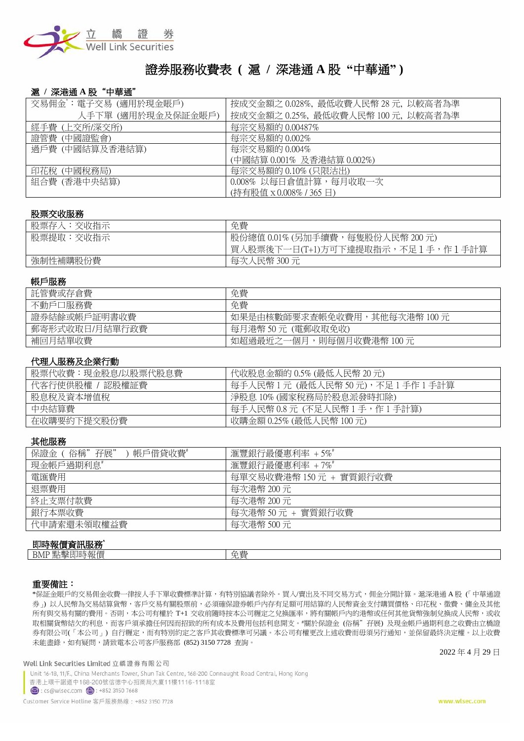# 證券服務收費表（滬 / 深港通 A 股 "中華通"）

### 滬 / 深港通 A 股 "中華通"

| | |
|---|---|
| 交易佣金*：電子交易 (適用於現金賬戶) | 按成交金額之 0.028%，最低收費人民幣 28 元，以較高者為準 |
| 人手下單 (適用於現金及保証金賬戶) | 按成交金額之 0.25%，最低收費人民幣 100 元，以較高者為準 |
| 經手費 (上交所/深交所) | 每宗交易額的 0.00487% |
| 證管費 (中國證監會) | 每宗交易額的 0.002% |
| 過戶費 (中國結算及香港結算) | 每宗交易額的 0.004%<br>(中國結算 0.001% 及香港結算 0.002%) |
| 印花稅 (中國稅務局) | 每宗交易額的 0.10% (只限沽出) |
| 組合費 (香港中央結算) | 0.008% 以每日倉值計算，每月收取一次<br>(持有股值 x 0.008% / 365 日) |

### 股票交收服務

| | |
|---|---|
| 股票存入：交收指示 | 免費 |
| 股票提取：交收指示 | 股份總值 0.01% (另加手續費，每隻股份人民幣 200 元)<br>買入股票後下一日(T+1)方可下達提取指示，不足 1 手，作 1 手計算 |
| 強制性補購股份費 | 每次人民幣 300 元 |

### 帳戶服務

| | |
|---|---|
| 託管費或存倉費 | 免費 |
| 不動戶口服務費 | 免費 |
| 證券結餘或帳戶証明書收費 | 如果是由核數師要求查帳免收費用，其他每次港幣 100 元 |
| 郵寄形式收取日/月結單行政費 | 每月港幣 50 元 (電郵收取免收) |
| 補回月結單收費 | 如超過最近之一個月，則每個月收費港幣 100 元 |

### 代理人服務及企業行動

| | |
|---|---|
| 股票代收費：現金股息/以股票代股息費 | 代收股息金額的 0.5% (最低人民幣 20 元) |
| 代客行使供股權 / 認股權証費 | 每手人民幣 1 元 (最低人民幣 50 元)，不足 1 手作 1 手計算 |
| 股息稅及資本增值稅 | 淨股息 10% (國家稅務局於股息派發時扣除) |
| 中央結算費 | 每手人民幣 0.8 元 (不足人民幣 1 手，作 1 手計算) |
| 在收購要約下提交股份費 | 收購金額 0.25% (最低人民幣 100 元) |

### 其他服務

| | |
|---|---|
| 保證金 ( 俗稱" 孖展" ) 帳戶借貸收費# | 滙豐銀行最優惠利率 + 5%# |
| 現金帳戶過期利息# | 滙豐銀行最優惠利率 + 7%# |
| 電匯費用 | 每單交易收費港幣 150 元 + 實質銀行收費 |
| 退票費用 | 每次港幣 200 元 |
| 終止支票付款費 | 每次港幣 200 元 |
| 銀行本票收費 | 每次港幣 50 元 + 實質銀行收費 |
| 代申請索還未領取權益費 | 每次港幣 500 元 |

### 即時報價資訊服務^

| | |
|---|---|
| BMP 點擊即時報價 | 免費 |

**重要備註：**

*保証金賬戶的交易佣金收費一律按人手下單收費標準計算，有特別協議者除外。買入/賣出及不同交易方式，佣金分開計算。滬深港通 A 股 (「中華通證券」) 以人民幣為交易結算貨幣，客戶交易有關股票前，必須確保證券帳戶內存有足額可用結算的人民幣資金支付購買價格、印花稅、徵費、傭金及其他所有與交易有關的費用。否則，本公司有權於 T+1 交收前隨時按本公司釐定之兌換匯率，將有關帳戶內的港幣或任何其他貨幣強制兌換成人民幣，或收取相關貨幣結欠的利息，而客戶須承擔任何因而招致的所有成本及費用包括利息開支。#關於保證金 (俗稱" 孖展) 及現金帳戶過期利息之收費由立橋證券有限公司(「本公司」) 自行釐定，而有特別約定之客戶其收費標準可另議。本公司有權更改上述收費而毋須另行通知，並保留最終決定權。以上收費未能盡錄，如有疑問，請致電本公司客戶服務部 (852) 3150 7728 查詢。

2022 年 4 月 29 日

Well Link Securities Limited 立橋證券有限公司

Unit 16-18, 11/F., China Merchants Tower, Shun Tak Centre, 168-200 Connaught Road Central, Hong Kong
香港上環干諾道中168-200號信德中心招商局大廈11樓1116-1118室
cs@wlsec.com : +852 3150 7668

Customer Service Hotline 客戶服務熱線：+852 3150 7728

www.wlsec.com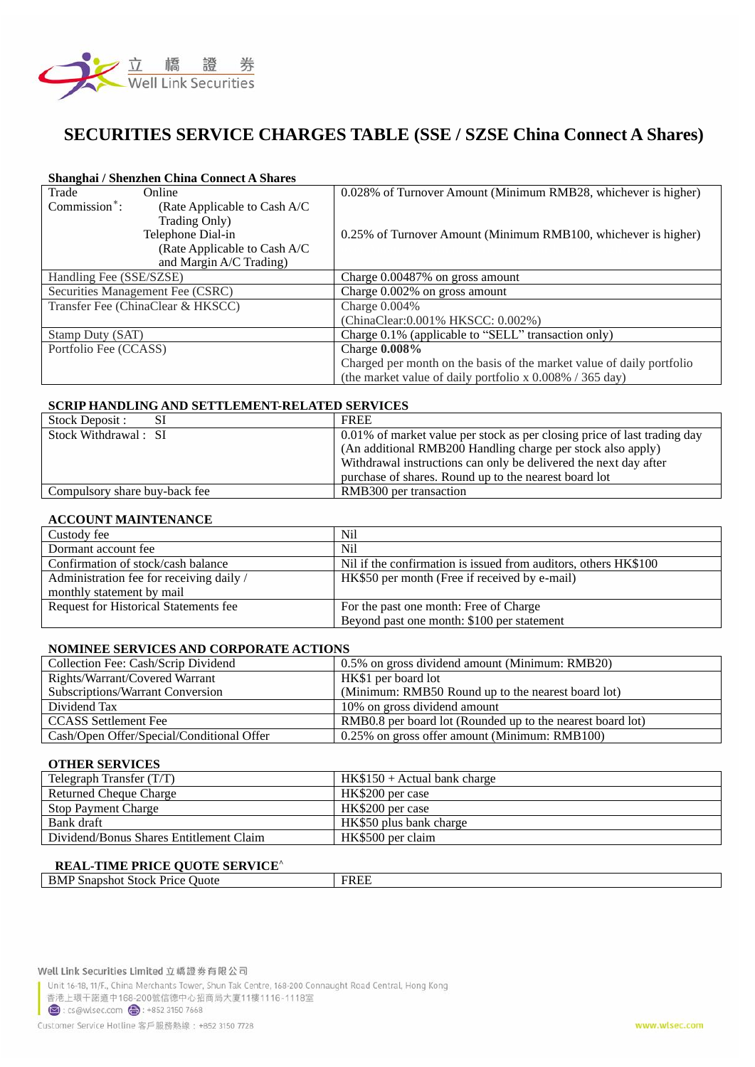# SECURITIES SERVICE CHARGES TABLE (SSE / SZSE China Connect A Shares)

**Shanghai / Shenzhen China Connect A Shares**

| | |
|---|---|
| Trade Commission*: Online (Rate Applicable to Cash A/C Trading Only) | 0.028% of Turnover Amount (Minimum RMB28, whichever is higher) |
| Telephone Dial-in (Rate Applicable to Cash A/C and Margin A/C Trading) | 0.25% of Turnover Amount (Minimum RMB100, whichever is higher) |
| Handling Fee (SSE/SZSE) | Charge 0.00487% on gross amount |
| Securities Management Fee (CSRC) | Charge 0.002% on gross amount |
| Transfer Fee (ChinaClear & HKSCC) | Charge 0.004% (ChinaClear:0.001% HKSCC: 0.002%) |
| Stamp Duty (SAT) | Charge 0.1% (applicable to "SELL" transaction only) |
| Portfolio Fee (CCASS) | Charge **0.008%** Charged per month on the basis of the market value of daily portfolio (the market value of daily portfolio x 0.008% / 365 day) |

**SCRIP HANDLING AND SETTLEMENT-RELATED SERVICES**

| | |
|---|---|
| Stock Deposit : SI | FREE |
| Stock Withdrawal : SI | 0.01% of market value per stock as per closing price of last trading day (An additional RMB200 Handling charge per stock also apply) Withdrawal instructions can only be delivered the next day after purchase of shares. Round up to the nearest board lot |
| Compulsory share buy-back fee | RMB300 per transaction |

**ACCOUNT MAINTENANCE**

| | |
|---|---|
| Custody fee | Nil |
| Dormant account fee | Nil |
| Confirmation of stock/cash balance | Nil if the confirmation is issued from auditors, others HK$100 |
| Administration fee for receiving daily / monthly statement by mail | HK$50 per month (Free if received by e-mail) |
| Request for Historical Statements fee | For the past one month: Free of Charge<br>Beyond past one month: $100 per statement |

**NOMINEE SERVICES AND CORPORATE ACTIONS**

| | |
|---|---|
| Collection Fee: Cash/Scrip Dividend | 0.5% on gross dividend amount (Minimum: RMB20) |
| Rights/Warrant/Covered Warrant Subscriptions/Warrant Conversion | HK$1 per board lot (Minimum: RMB50 Round up to the nearest board lot) |
| Dividend Tax | 10% on gross dividend amount |
| CCASS Settlement Fee | RMB0.8 per board lot (Rounded up to the nearest board lot) |
| Cash/Open Offer/Special/Conditional Offer | 0.25% on gross offer amount (Minimum: RMB100) |

**OTHER SERVICES**

| | |
|---|---|
| Telegraph Transfer (T/T) | HK$150 + Actual bank charge |
| Returned Cheque Charge | HK$200 per case |
| Stop Payment Charge | HK$200 per case |
| Bank draft | HK$50 plus bank charge |
| Dividend/Bonus Shares Entitlement Claim | HK$500 per claim |

**REAL-TIME PRICE QUOTE SERVICE^**

| | |
|---|---|
| BMP Snapshot Stock Price Quote | FREE |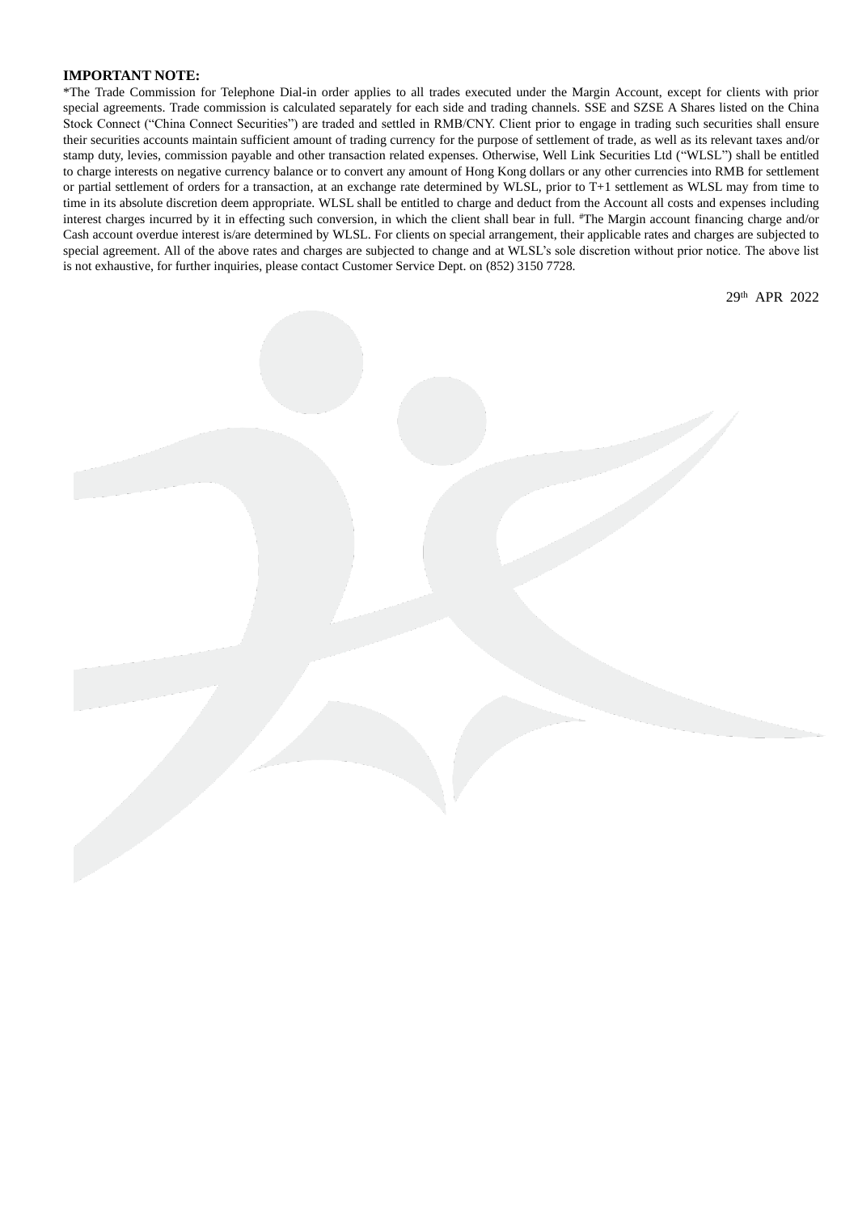**IMPORTANT NOTE:**

*The Trade Commission for Telephone Dial-in order applies to all trades executed under the Margin Account, except for clients with prior special agreements. Trade commission is calculated separately for each side and trading channels. SSE and SZSE A Shares listed on the China Stock Connect ("China Connect Securities") are traded and settled in RMB/CNY. Client prior to engage in trading such securities shall ensure their securities accounts maintain sufficient amount of trading currency for the purpose of settlement of trade, as well as its relevant taxes and/or stamp duty, levies, commission payable and other transaction related expenses. Otherwise, Well Link Securities Ltd ("WLSL") shall be entitled to charge interests on negative currency balance or to convert any amount of Hong Kong dollars or any other currencies into RMB for settlement or partial settlement of orders for a transaction, at an exchange rate determined by WLSL, prior to T+1 settlement as WLSL may from time to time in its absolute discretion deem appropriate. WLSL shall be entitled to charge and deduct from the Account all costs and expenses including interest charges incurred by it in effecting such conversion, in which the client shall bear in full. #The Margin account financing charge and/or Cash account overdue interest is/are determined by WLSL. For clients on special arrangement, their applicable rates and charges are subjected to special agreement. All of the above rates and charges are subjected to change and at WLSL's sole discretion without prior notice. The above list is not exhaustive, for further inquiries, please contact Customer Service Dept. on (852) 3150 7728.

29th APR 2022